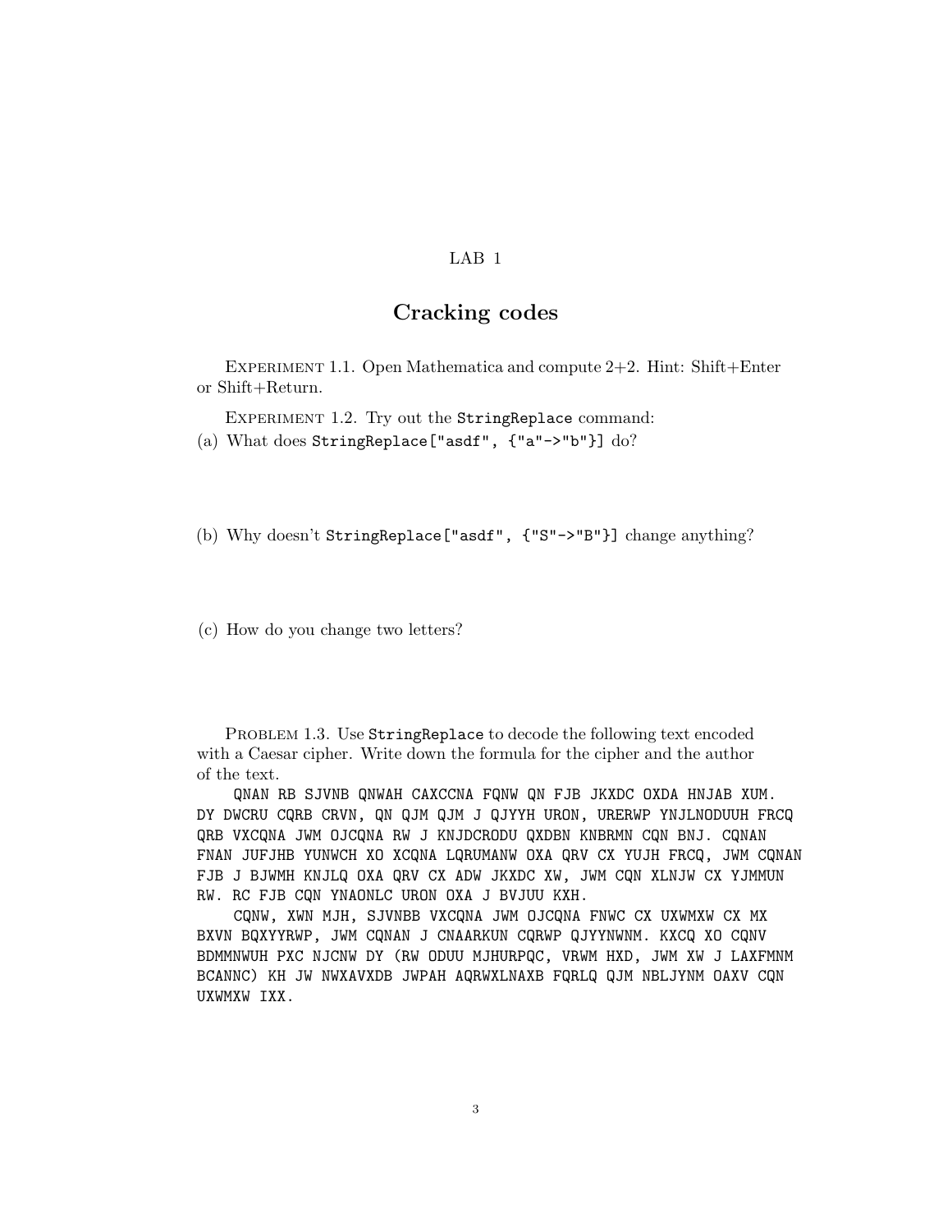LAB 1

# Cracking codes

EXPERIMENT 1.1. Open Mathematica and compute 2+2. Hint: Shift+Enter or Shift+Return.

EXPERIMENT 1.2. Try out the `StringReplace` command:

(a) What does `StringReplace["asdf", {"a"->"b"}]` do?

(b) Why doesn't `StringReplace["asdf", {"S"->"B"}]` change anything?

(c) How do you change two letters?

PROBLEM 1.3. Use `StringReplace` to decode the following text encoded with a Caesar cipher. Write down the formula for the cipher and the author of the text.

```
    QNAN RB SJVNB QNWAH CAXCCNA FQNW QN FJB JKXDC OXDA HNJAB XUM.
DY DWCRU CQRB CRVN, QN QJM QJM J QJYYH URON, URERWP YNJLNODUUH FRCQ
QRB VXCQNA JWM OJCQNA RW J KNJDCRODU QXDBN KNBRMN CQN BNJ. CQNAN
FNAN JUFJHB YUNWCH XO XCQNA LQRUMANW OXA QRV CX YUJH FRCQ, JWM CQNAN
FJB J BJWMH KNJLQ OXA QRV CX ADW JKXDC XW, JWM CQN XLNJW CX YJMMUN
RW. RC FJB CQN YNAONLC URON OXA J BVJUU KXH.
    CQNW, XWN MJH, SJVNBB VXCQNA JWM OJCQNA FNWC CX UXWMXW CX MX
BXVN BQXYYRWP, JWM CQNAN J CNAARKUN CQRWP QJYYNWNM. KXCQ XO CQNV
BDMMNWUH PXC NJCNW DY (RW ODUU MJHURPQC, VRWM HXD, JWM XW J LAXFMNM
BCANNC) KH JW NWXAVXDB JWPAH AQRWXLNAXB FQRLQ QJM NBLJYNM OAXV CQN
UXWMXW IXX.
```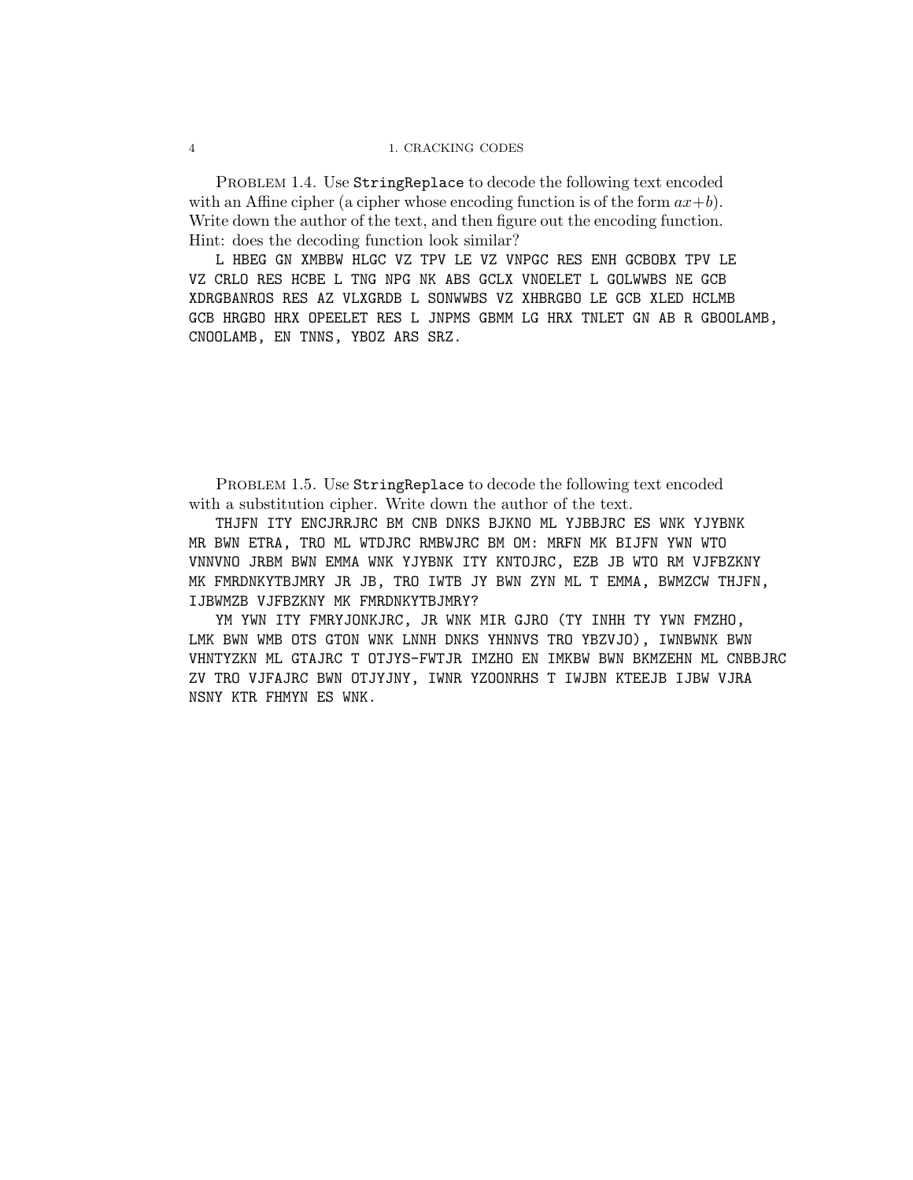PROBLEM 1.4. Use `StringReplace` to decode the following text encoded with an Affine cipher (a cipher whose encoding function is of the form $ax+b$). Write down the author of the text, and then figure out the encoding function. Hint: does the decoding function look similar?

```
L HBEG GN XMBBW HLGC VZ TPV LE VZ VNPGC RES ENH GCBOBX TPV LE
VZ CRLO RES HCBE L TNG NPG NK ABS GCLX VNOELET L GOLWWBS NE GCB
XDRGBANROS RES AZ VLXGRDB L SONWWBS VZ XHBRGBO LE GCB XLED HCLMB
GCB HRGBO HRX OPEELET RES L JNPMS GBMM LG HRX TNLET GN AB R GBOOLAMB,
CNOOLAMB, EN TNNS, YBOZ ARS SRZ.
```

PROBLEM 1.5. Use `StringReplace` to decode the following text encoded with a substitution cipher. Write down the author of the text.

```
THJFN ITY ENCJRRJRC BM CNB DNKS BJKNO ML YJBBJRC ES WNK YJYBNK
MR BWN ETRA, TRO ML WTDJRC RMBWJRC BM OM: MRFN MK BIJFN YWN WTO
VNNVNO JRBM BWN EMMA WNK YJYBNK ITY KNTOJRC, EZB JB WTO RM VJFBZKNY
MK FMRDNKYTBJMRY JR JB, TRO IWTB JY BWN ZYN ML T EMMA, BWMZCW THJFN,
IJBWMZB VJFBZKNY MK FMRDNKYTBJMRY?
```

```
YM YWN ITY FMRYJONKJRC, JR WNK MIR GJRO (TY INHH TY YWN FMZHO,
LMK BWN WMB OTS GTON WNK LNNH DNKS YHNNVS TRO YBZVJO), IWNBWNK BWN
VHNTYZKN ML GTAJRC T OTJYS-FWTJR IMZHO EN IMKBW BWN BKMZEHN ML CNBBJRC
ZV TRO VJFAJRC BWN OTJYJNY, IWNR YZOONRHS T IWJBN KTEEJB IJBW VJRA
NSNY KTR FHMYN ES WNK.
```